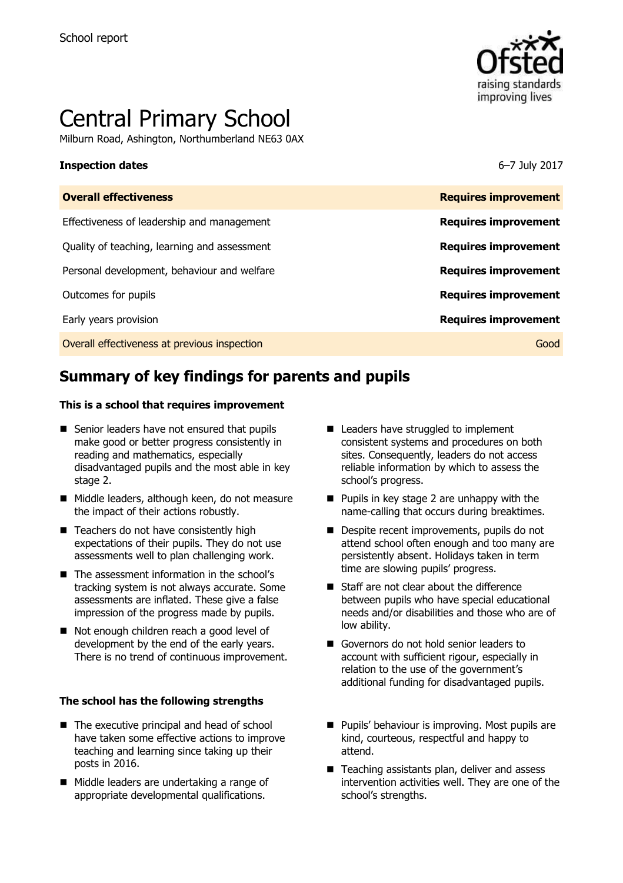School report

# Central Primary School

Milburn Road, Ashington, Northumberland NE63 0AX

| **Inspection dates** | 6–7 July 2017 |
| --- | --- |
| **Overall effectiveness** | **Requires improvement** |
| Effectiveness of leadership and management | **Requires improvement** |
| Quality of teaching, learning and assessment | **Requires improvement** |
| Personal development, behaviour and welfare | **Requires improvement** |
| Outcomes for pupils | **Requires improvement** |
| Early years provision | **Requires improvement** |
| Overall effectiveness at previous inspection | Good |

## Summary of key findings for parents and pupils

**This is a school that requires improvement**

- Senior leaders have not ensured that pupils make good or better progress consistently in reading and mathematics, especially disadvantaged pupils and the most able in key stage 2.
- Middle leaders, although keen, do not measure the impact of their actions robustly.
- Teachers do not have consistently high expectations of their pupils. They do not use assessments well to plan challenging work.
- The assessment information in the school's tracking system is not always accurate. Some assessments are inflated. These give a false impression of the progress made by pupils.
- Not enough children reach a good level of development by the end of the early years. There is no trend of continuous improvement.
- Leaders have struggled to implement consistent systems and procedures on both sites. Consequently, leaders do not access reliable information by which to assess the school's progress.
- Pupils in key stage 2 are unhappy with the name-calling that occurs during breaktimes.
- Despite recent improvements, pupils do not attend school often enough and too many are persistently absent. Holidays taken in term time are slowing pupils' progress.
- Staff are not clear about the difference between pupils who have special educational needs and/or disabilities and those who are of low ability.
- Governors do not hold senior leaders to account with sufficient rigour, especially in relation to the use of the government's additional funding for disadvantaged pupils.

**The school has the following strengths**

- The executive principal and head of school have taken some effective actions to improve teaching and learning since taking up their posts in 2016.
- Middle leaders are undertaking a range of appropriate developmental qualifications.
- Pupils' behaviour is improving. Most pupils are kind, courteous, respectful and happy to attend.
- Teaching assistants plan, deliver and assess intervention activities well. They are one of the school's strengths.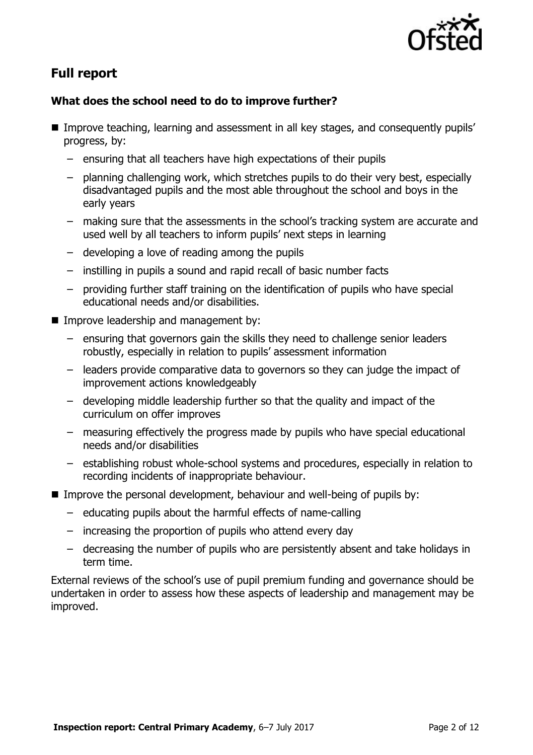## Full report

### What does the school need to do to improve further?

- Improve teaching, learning and assessment in all key stages, and consequently pupils' progress, by:
  - ensuring that all teachers have high expectations of their pupils
  - planning challenging work, which stretches pupils to do their very best, especially disadvantaged pupils and the most able throughout the school and boys in the early years
  - making sure that the assessments in the school's tracking system are accurate and used well by all teachers to inform pupils' next steps in learning
  - developing a love of reading among the pupils
  - instilling in pupils a sound and rapid recall of basic number facts
  - providing further staff training on the identification of pupils who have special educational needs and/or disabilities.
- Improve leadership and management by:
  - ensuring that governors gain the skills they need to challenge senior leaders robustly, especially in relation to pupils' assessment information
  - leaders provide comparative data to governors so they can judge the impact of improvement actions knowledgeably
  - developing middle leadership further so that the quality and impact of the curriculum on offer improves
  - measuring effectively the progress made by pupils who have special educational needs and/or disabilities
  - establishing robust whole-school systems and procedures, especially in relation to recording incidents of inappropriate behaviour.
- Improve the personal development, behaviour and well-being of pupils by:
  - educating pupils about the harmful effects of name-calling
  - increasing the proportion of pupils who attend every day
  - decreasing the number of pupils who are persistently absent and take holidays in term time.

External reviews of the school's use of pupil premium funding and governance should be undertaken in order to assess how these aspects of leadership and management may be improved.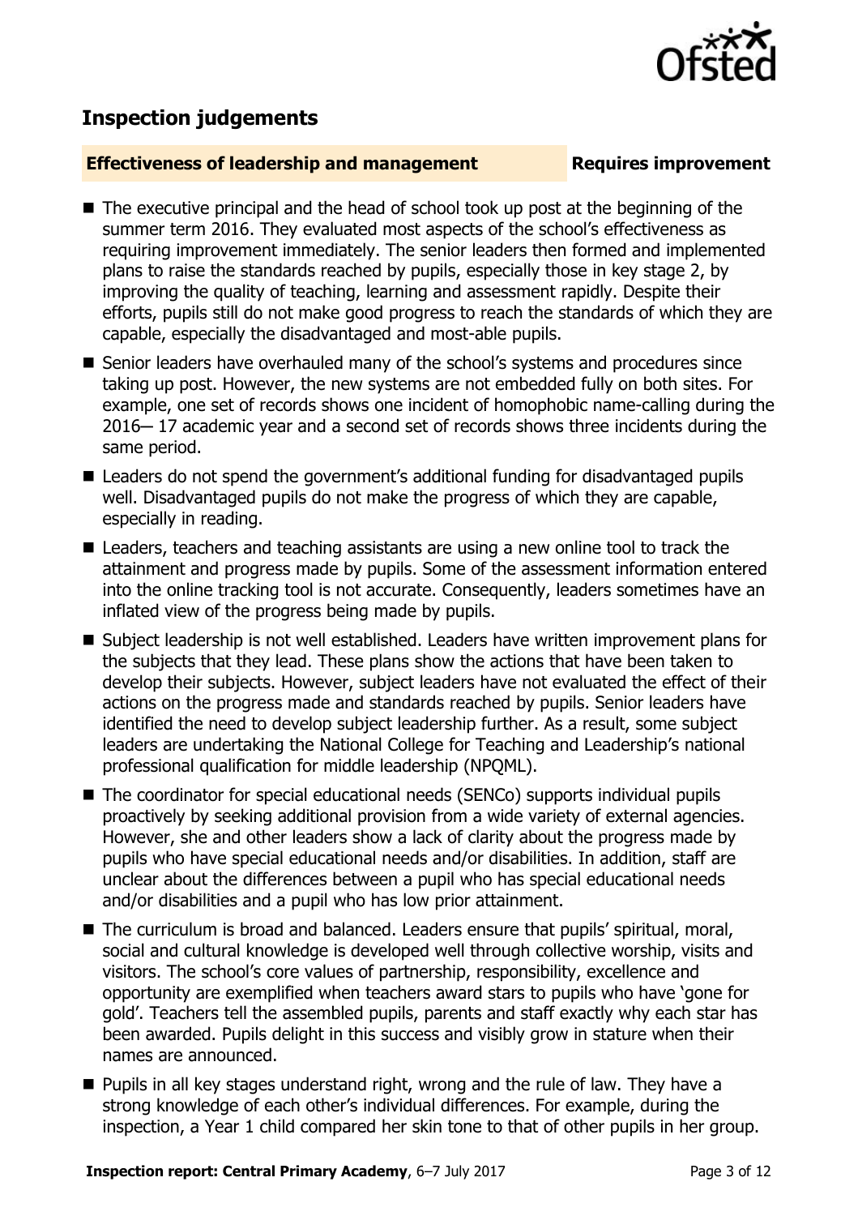## Inspection judgements

### Effectiveness of leadership and management — Requires improvement

- The executive principal and the head of school took up post at the beginning of the summer term 2016. They evaluated most aspects of the school's effectiveness as requiring improvement immediately. The senior leaders then formed and implemented plans to raise the standards reached by pupils, especially those in key stage 2, by improving the quality of teaching, learning and assessment rapidly. Despite their efforts, pupils still do not make good progress to reach the standards of which they are capable, especially the disadvantaged and most-able pupils.
- Senior leaders have overhauled many of the school's systems and procedures since taking up post. However, the new systems are not embedded fully on both sites. For example, one set of records shows one incident of homophobic name-calling during the 2016– 17 academic year and a second set of records shows three incidents during the same period.
- Leaders do not spend the government's additional funding for disadvantaged pupils well. Disadvantaged pupils do not make the progress of which they are capable, especially in reading.
- Leaders, teachers and teaching assistants are using a new online tool to track the attainment and progress made by pupils. Some of the assessment information entered into the online tracking tool is not accurate. Consequently, leaders sometimes have an inflated view of the progress being made by pupils.
- Subject leadership is not well established. Leaders have written improvement plans for the subjects that they lead. These plans show the actions that have been taken to develop their subjects. However, subject leaders have not evaluated the effect of their actions on the progress made and standards reached by pupils. Senior leaders have identified the need to develop subject leadership further. As a result, some subject leaders are undertaking the National College for Teaching and Leadership's national professional qualification for middle leadership (NPQML).
- The coordinator for special educational needs (SENCo) supports individual pupils proactively by seeking additional provision from a wide variety of external agencies. However, she and other leaders show a lack of clarity about the progress made by pupils who have special educational needs and/or disabilities. In addition, staff are unclear about the differences between a pupil who has special educational needs and/or disabilities and a pupil who has low prior attainment.
- The curriculum is broad and balanced. Leaders ensure that pupils' spiritual, moral, social and cultural knowledge is developed well through collective worship, visits and visitors. The school's core values of partnership, responsibility, excellence and opportunity are exemplified when teachers award stars to pupils who have 'gone for gold'. Teachers tell the assembled pupils, parents and staff exactly why each star has been awarded. Pupils delight in this success and visibly grow in stature when their names are announced.
- Pupils in all key stages understand right, wrong and the rule of law. They have a strong knowledge of each other's individual differences. For example, during the inspection, a Year 1 child compared her skin tone to that of other pupils in her group.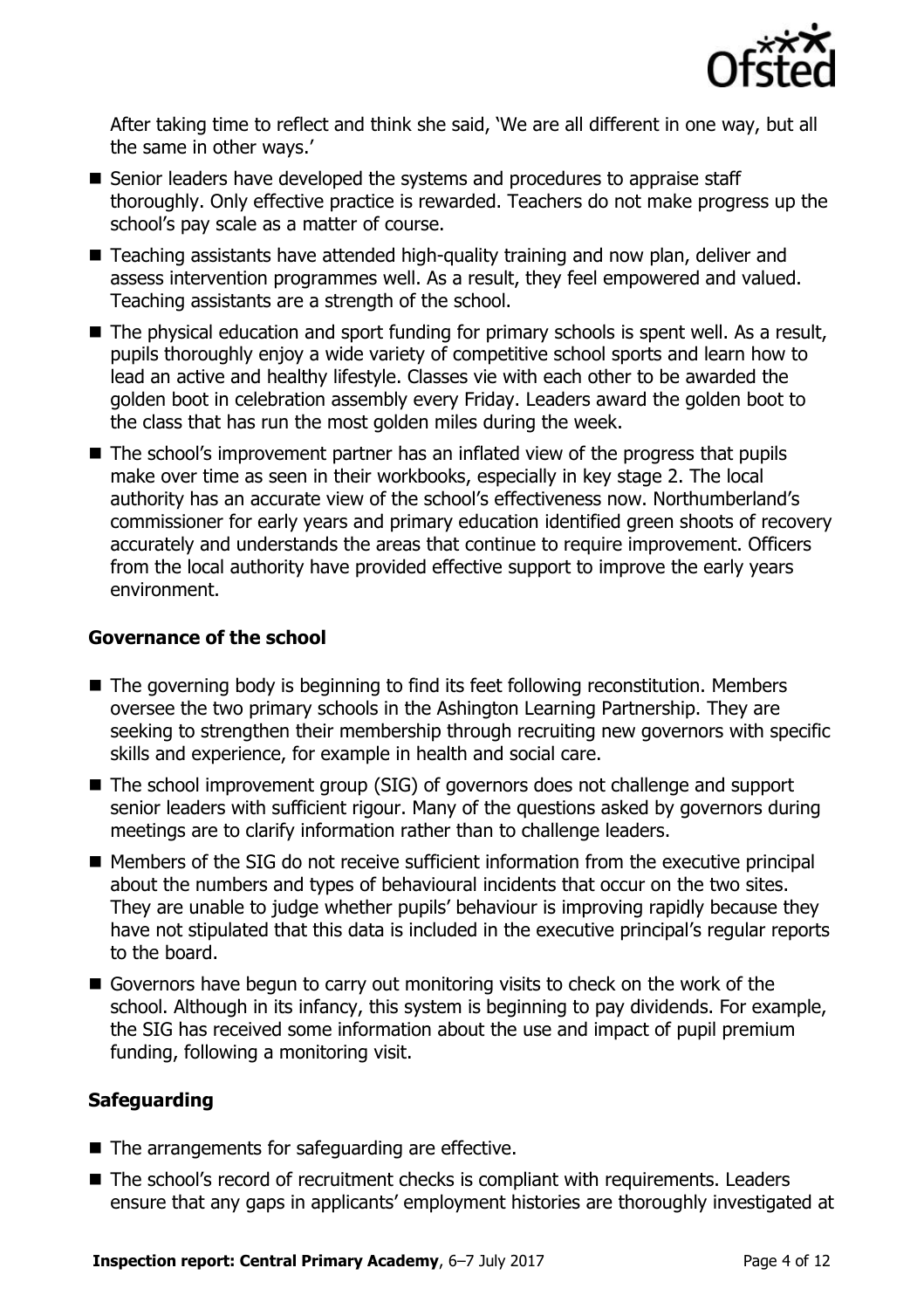After taking time to reflect and think she said, 'We are all different in one way, but all the same in other ways.'

- Senior leaders have developed the systems and procedures to appraise staff thoroughly. Only effective practice is rewarded. Teachers do not make progress up the school's pay scale as a matter of course.
- Teaching assistants have attended high-quality training and now plan, deliver and assess intervention programmes well. As a result, they feel empowered and valued. Teaching assistants are a strength of the school.
- The physical education and sport funding for primary schools is spent well. As a result, pupils thoroughly enjoy a wide variety of competitive school sports and learn how to lead an active and healthy lifestyle. Classes vie with each other to be awarded the golden boot in celebration assembly every Friday. Leaders award the golden boot to the class that has run the most golden miles during the week.
- The school's improvement partner has an inflated view of the progress that pupils make over time as seen in their workbooks, especially in key stage 2. The local authority has an accurate view of the school's effectiveness now. Northumberland's commissioner for early years and primary education identified green shoots of recovery accurately and understands the areas that continue to require improvement. Officers from the local authority have provided effective support to improve the early years environment.

### Governance of the school

- The governing body is beginning to find its feet following reconstitution. Members oversee the two primary schools in the Ashington Learning Partnership. They are seeking to strengthen their membership through recruiting new governors with specific skills and experience, for example in health and social care.
- The school improvement group (SIG) of governors does not challenge and support senior leaders with sufficient rigour. Many of the questions asked by governors during meetings are to clarify information rather than to challenge leaders.
- Members of the SIG do not receive sufficient information from the executive principal about the numbers and types of behavioural incidents that occur on the two sites. They are unable to judge whether pupils' behaviour is improving rapidly because they have not stipulated that this data is included in the executive principal's regular reports to the board.
- Governors have begun to carry out monitoring visits to check on the work of the school. Although in its infancy, this system is beginning to pay dividends. For example, the SIG has received some information about the use and impact of pupil premium funding, following a monitoring visit.

### Safeguarding

- The arrangements for safeguarding are effective.
- The school's record of recruitment checks is compliant with requirements. Leaders ensure that any gaps in applicants' employment histories are thoroughly investigated at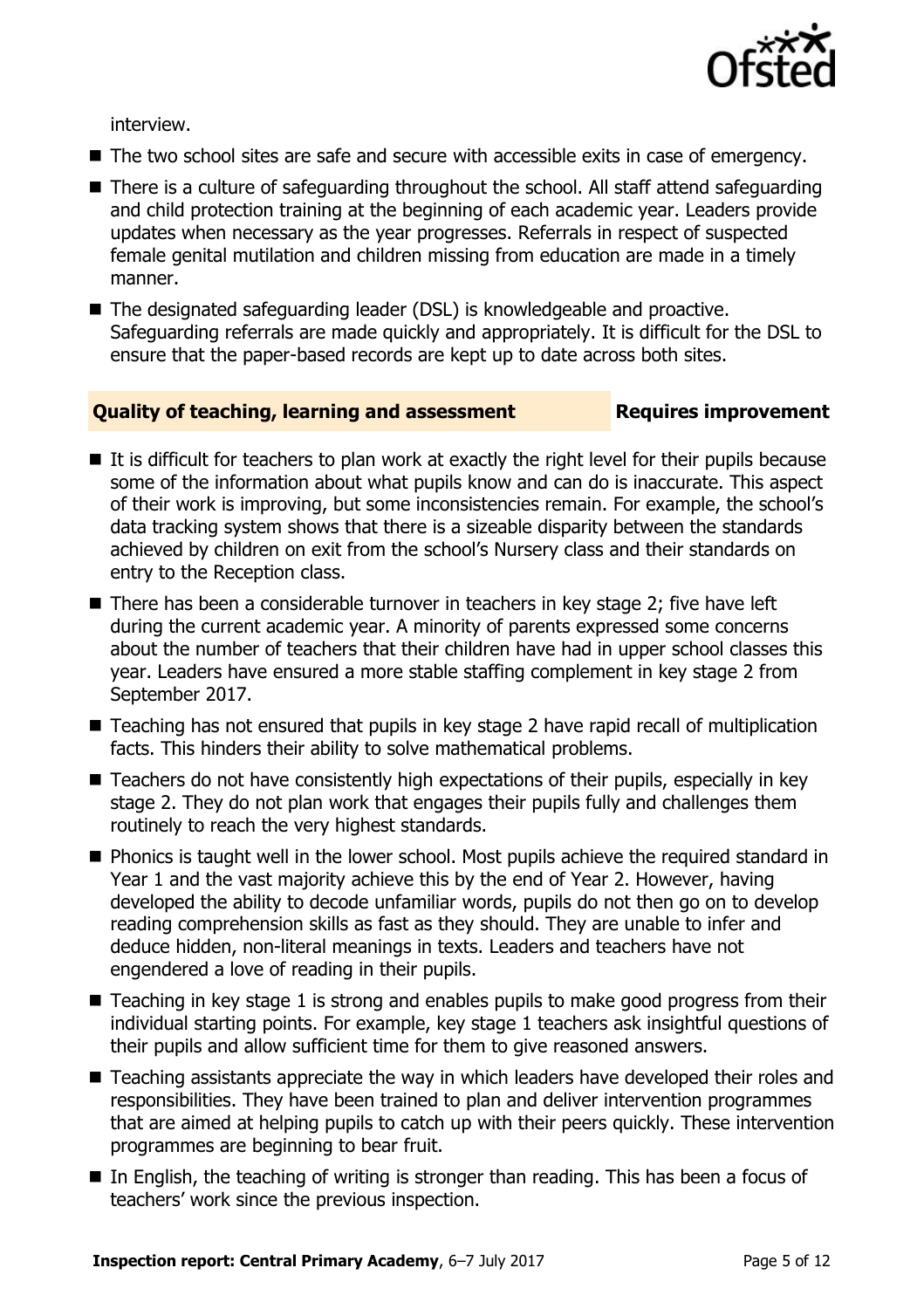interview.

- The two school sites are safe and secure with accessible exits in case of emergency.
- There is a culture of safeguarding throughout the school. All staff attend safeguarding and child protection training at the beginning of each academic year. Leaders provide updates when necessary as the year progresses. Referrals in respect of suspected female genital mutilation and children missing from education are made in a timely manner.
- The designated safeguarding leader (DSL) is knowledgeable and proactive. Safeguarding referrals are made quickly and appropriately. It is difficult for the DSL to ensure that the paper-based records are kept up to date across both sites.

## Quality of teaching, learning and assessment — Requires improvement

- It is difficult for teachers to plan work at exactly the right level for their pupils because some of the information about what pupils know and can do is inaccurate. This aspect of their work is improving, but some inconsistencies remain. For example, the school's data tracking system shows that there is a sizeable disparity between the standards achieved by children on exit from the school's Nursery class and their standards on entry to the Reception class.
- There has been a considerable turnover in teachers in key stage 2; five have left during the current academic year. A minority of parents expressed some concerns about the number of teachers that their children have had in upper school classes this year. Leaders have ensured a more stable staffing complement in key stage 2 from September 2017.
- Teaching has not ensured that pupils in key stage 2 have rapid recall of multiplication facts. This hinders their ability to solve mathematical problems.
- Teachers do not have consistently high expectations of their pupils, especially in key stage 2. They do not plan work that engages their pupils fully and challenges them routinely to reach the very highest standards.
- Phonics is taught well in the lower school. Most pupils achieve the required standard in Year 1 and the vast majority achieve this by the end of Year 2. However, having developed the ability to decode unfamiliar words, pupils do not then go on to develop reading comprehension skills as fast as they should. They are unable to infer and deduce hidden, non-literal meanings in texts. Leaders and teachers have not engendered a love of reading in their pupils.
- Teaching in key stage 1 is strong and enables pupils to make good progress from their individual starting points. For example, key stage 1 teachers ask insightful questions of their pupils and allow sufficient time for them to give reasoned answers.
- Teaching assistants appreciate the way in which leaders have developed their roles and responsibilities. They have been trained to plan and deliver intervention programmes that are aimed at helping pupils to catch up with their peers quickly. These intervention programmes are beginning to bear fruit.
- In English, the teaching of writing is stronger than reading. This has been a focus of teachers' work since the previous inspection.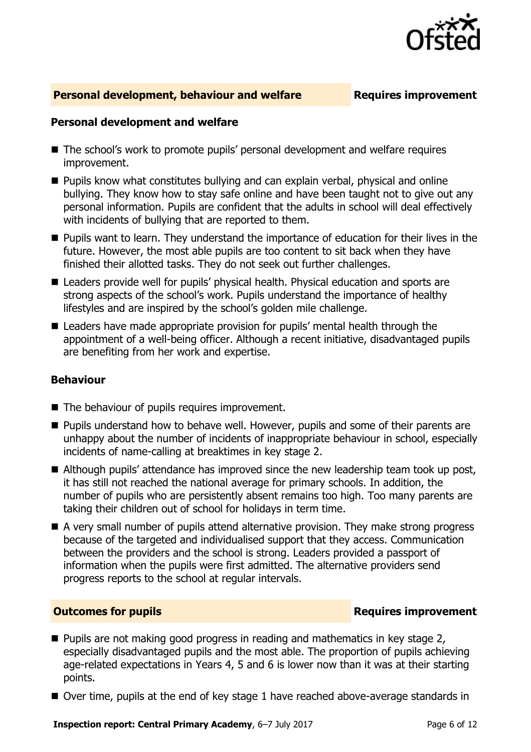## Personal development, behaviour and welfare — Requires improvement

### Personal development and welfare

- The school's work to promote pupils' personal development and welfare requires improvement.
- Pupils know what constitutes bullying and can explain verbal, physical and online bullying. They know how to stay safe online and have been taught not to give out any personal information. Pupils are confident that the adults in school will deal effectively with incidents of bullying that are reported to them.
- Pupils want to learn. They understand the importance of education for their lives in the future. However, the most able pupils are too content to sit back when they have finished their allotted tasks. They do not seek out further challenges.
- Leaders provide well for pupils' physical health. Physical education and sports are strong aspects of the school's work. Pupils understand the importance of healthy lifestyles and are inspired by the school's golden mile challenge.
- Leaders have made appropriate provision for pupils' mental health through the appointment of a well-being officer. Although a recent initiative, disadvantaged pupils are benefiting from her work and expertise.

### Behaviour

- The behaviour of pupils requires improvement.
- Pupils understand how to behave well. However, pupils and some of their parents are unhappy about the number of incidents of inappropriate behaviour in school, especially incidents of name-calling at breaktimes in key stage 2.
- Although pupils' attendance has improved since the new leadership team took up post, it has still not reached the national average for primary schools. In addition, the number of pupils who are persistently absent remains too high. Too many parents are taking their children out of school for holidays in term time.
- A very small number of pupils attend alternative provision. They make strong progress because of the targeted and individualised support that they access. Communication between the providers and the school is strong. Leaders provided a passport of information when the pupils were first admitted. The alternative providers send progress reports to the school at regular intervals.

## Outcomes for pupils — Requires improvement

- Pupils are not making good progress in reading and mathematics in key stage 2, especially disadvantaged pupils and the most able. The proportion of pupils achieving age-related expectations in Years 4, 5 and 6 is lower now than it was at their starting points.
- Over time, pupils at the end of key stage 1 have reached above-average standards in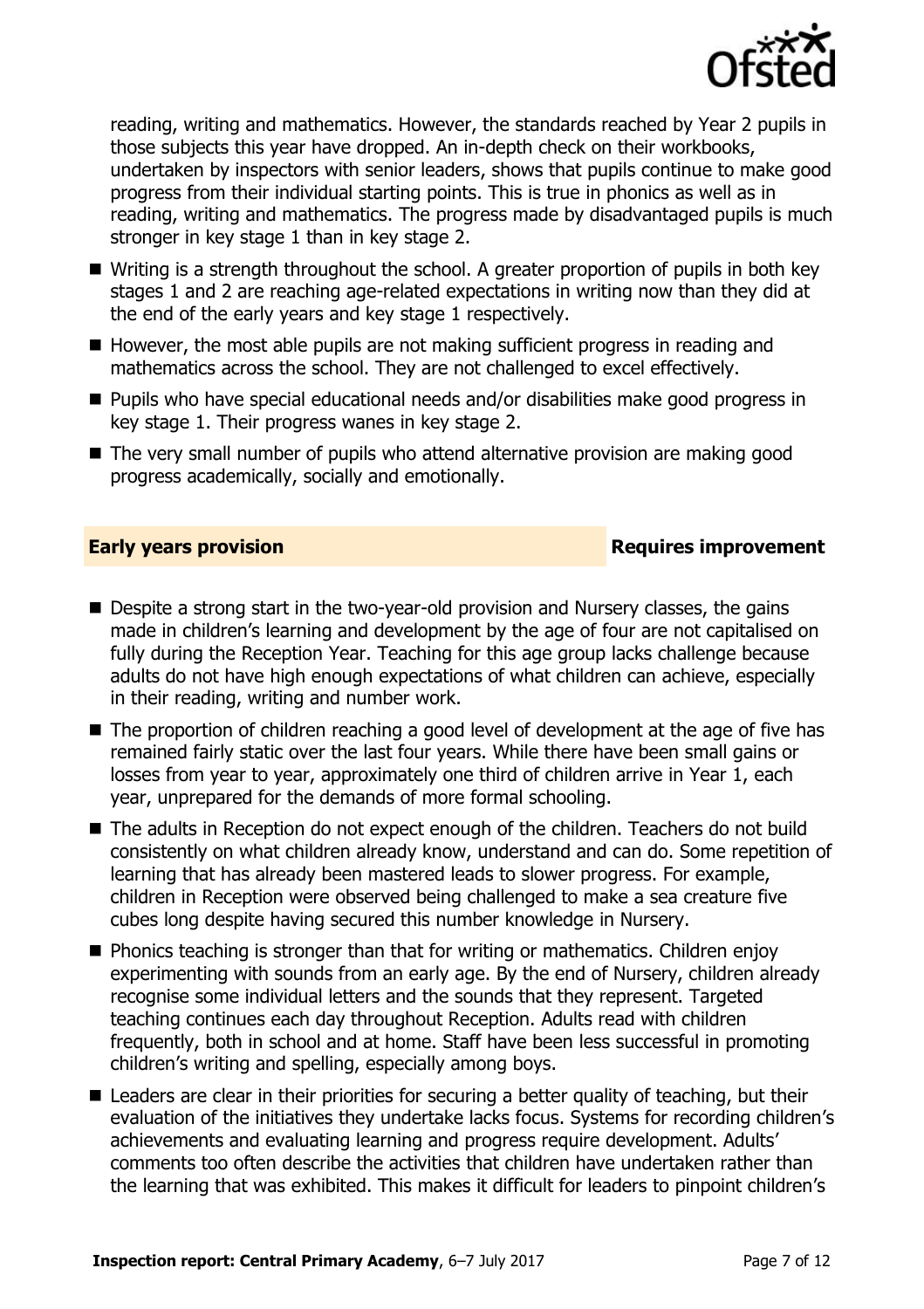reading, writing and mathematics. However, the standards reached by Year 2 pupils in those subjects this year have dropped. An in-depth check on their workbooks, undertaken by inspectors with senior leaders, shows that pupils continue to make good progress from their individual starting points. This is true in phonics as well as in reading, writing and mathematics. The progress made by disadvantaged pupils is much stronger in key stage 1 than in key stage 2.

- Writing is a strength throughout the school. A greater proportion of pupils in both key stages 1 and 2 are reaching age-related expectations in writing now than they did at the end of the early years and key stage 1 respectively.
- However, the most able pupils are not making sufficient progress in reading and mathematics across the school. They are not challenged to excel effectively.
- Pupils who have special educational needs and/or disabilities make good progress in key stage 1. Their progress wanes in key stage 2.
- The very small number of pupils who attend alternative provision are making good progress academically, socially and emotionally.

## Early years provision — Requires improvement

- Despite a strong start in the two-year-old provision and Nursery classes, the gains made in children's learning and development by the age of four are not capitalised on fully during the Reception Year. Teaching for this age group lacks challenge because adults do not have high enough expectations of what children can achieve, especially in their reading, writing and number work.
- The proportion of children reaching a good level of development at the age of five has remained fairly static over the last four years. While there have been small gains or losses from year to year, approximately one third of children arrive in Year 1, each year, unprepared for the demands of more formal schooling.
- The adults in Reception do not expect enough of the children. Teachers do not build consistently on what children already know, understand and can do. Some repetition of learning that has already been mastered leads to slower progress. For example, children in Reception were observed being challenged to make a sea creature five cubes long despite having secured this number knowledge in Nursery.
- Phonics teaching is stronger than that for writing or mathematics. Children enjoy experimenting with sounds from an early age. By the end of Nursery, children already recognise some individual letters and the sounds that they represent. Targeted teaching continues each day throughout Reception. Adults read with children frequently, both in school and at home. Staff have been less successful in promoting children's writing and spelling, especially among boys.
- Leaders are clear in their priorities for securing a better quality of teaching, but their evaluation of the initiatives they undertake lacks focus. Systems for recording children's achievements and evaluating learning and progress require development. Adults' comments too often describe the activities that children have undertaken rather than the learning that was exhibited. This makes it difficult for leaders to pinpoint children's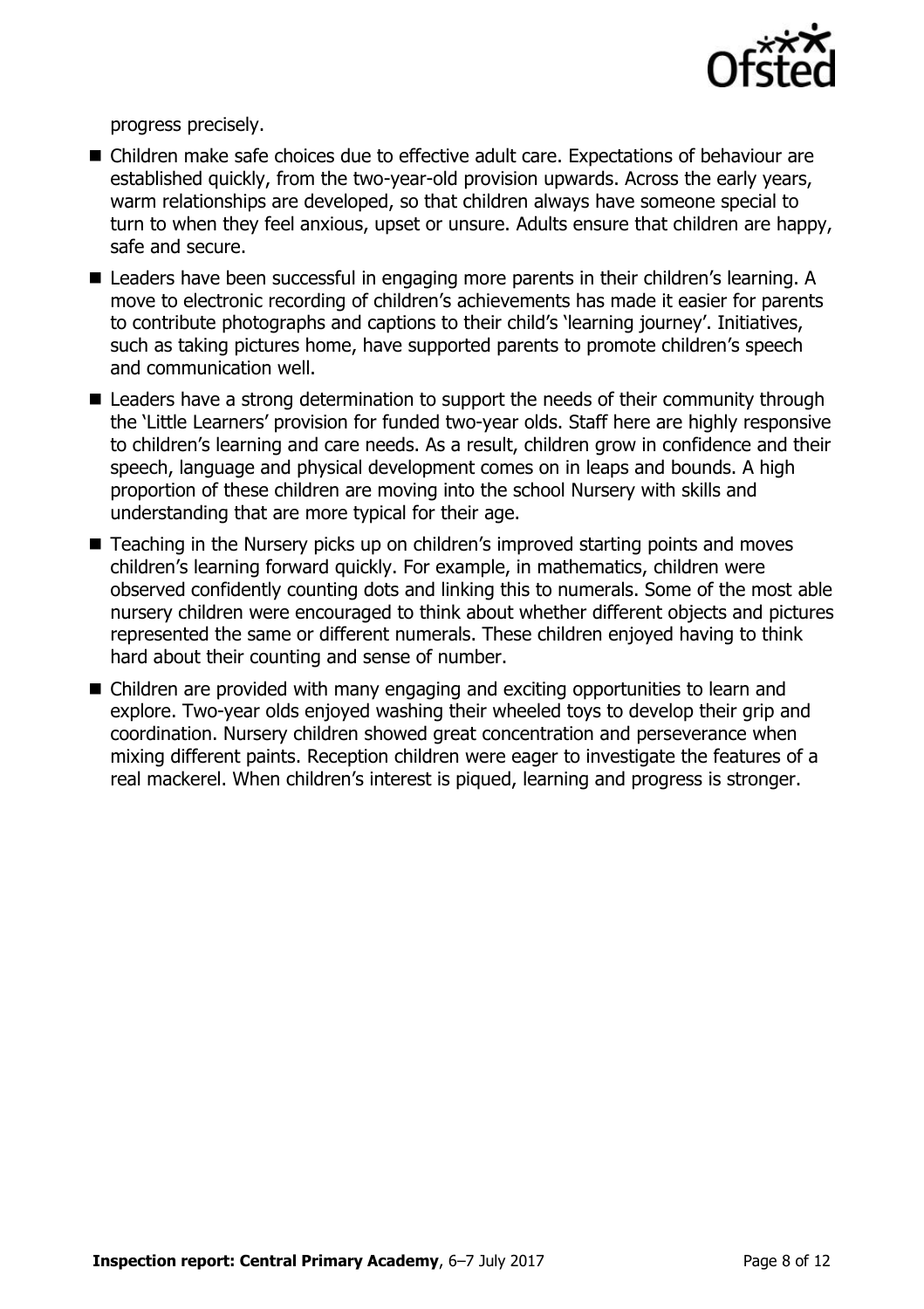progress precisely.

- Children make safe choices due to effective adult care. Expectations of behaviour are established quickly, from the two-year-old provision upwards. Across the early years, warm relationships are developed, so that children always have someone special to turn to when they feel anxious, upset or unsure. Adults ensure that children are happy, safe and secure.
- Leaders have been successful in engaging more parents in their children's learning. A move to electronic recording of children's achievements has made it easier for parents to contribute photographs and captions to their child's 'learning journey'. Initiatives, such as taking pictures home, have supported parents to promote children's speech and communication well.
- Leaders have a strong determination to support the needs of their community through the 'Little Learners' provision for funded two-year olds. Staff here are highly responsive to children's learning and care needs. As a result, children grow in confidence and their speech, language and physical development comes on in leaps and bounds. A high proportion of these children are moving into the school Nursery with skills and understanding that are more typical for their age.
- Teaching in the Nursery picks up on children's improved starting points and moves children's learning forward quickly. For example, in mathematics, children were observed confidently counting dots and linking this to numerals. Some of the most able nursery children were encouraged to think about whether different objects and pictures represented the same or different numerals. These children enjoyed having to think hard about their counting and sense of number.
- Children are provided with many engaging and exciting opportunities to learn and explore. Two-year olds enjoyed washing their wheeled toys to develop their grip and coordination. Nursery children showed great concentration and perseverance when mixing different paints. Reception children were eager to investigate the features of a real mackerel. When children's interest is piqued, learning and progress is stronger.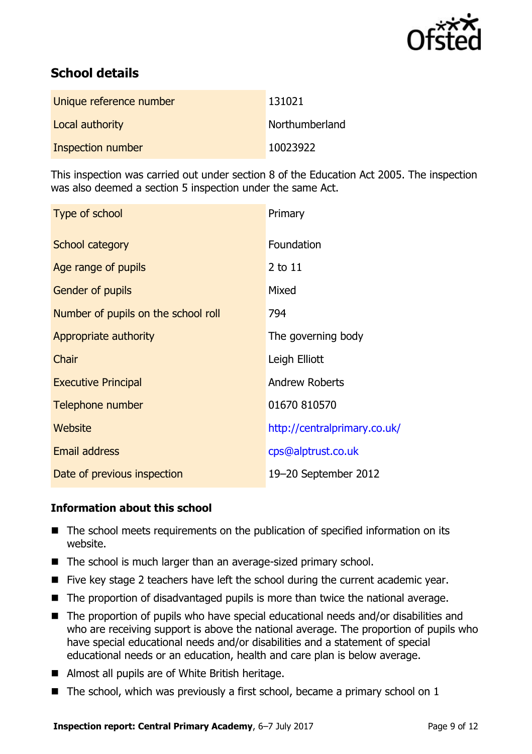## School details

| | |
|---|---|
| Unique reference number | 131021 |
| Local authority | Northumberland |
| Inspection number | 10023922 |

This inspection was carried out under section 8 of the Education Act 2005. The inspection was also deemed a section 5 inspection under the same Act.

| | |
|---|---|
| Type of school | Primary |
| School category | Foundation |
| Age range of pupils | 2 to 11 |
| Gender of pupils | Mixed |
| Number of pupils on the school roll | 794 |
| Appropriate authority | The governing body |
| Chair | Leigh Elliott |
| Executive Principal | Andrew Roberts |
| Telephone number | 01670 810570 |
| Website | http://centralprimary.co.uk/ |
| Email address | cps@alptrust.co.uk |
| Date of previous inspection | 19–20 September 2012 |

### Information about this school

- The school meets requirements on the publication of specified information on its website.
- The school is much larger than an average-sized primary school.
- Five key stage 2 teachers have left the school during the current academic year.
- The proportion of disadvantaged pupils is more than twice the national average.
- The proportion of pupils who have special educational needs and/or disabilities and who are receiving support is above the national average. The proportion of pupils who have special educational needs and/or disabilities and a statement of special educational needs or an education, health and care plan is below average.
- Almost all pupils are of White British heritage.
- The school, which was previously a first school, became a primary school on 1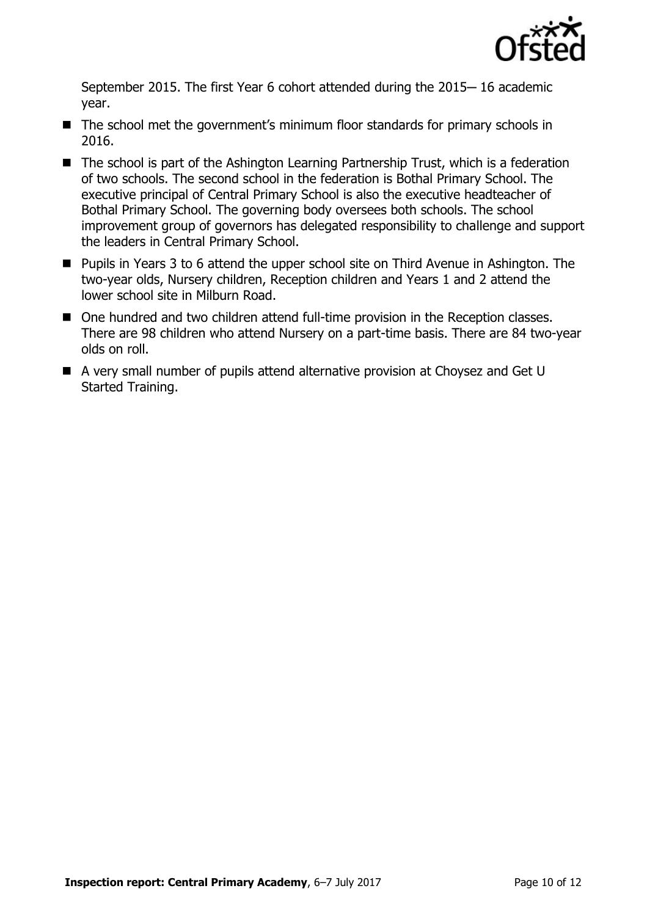September 2015. The first Year 6 cohort attended during the 2015– 16 academic year.

- The school met the government's minimum floor standards for primary schools in 2016.
- The school is part of the Ashington Learning Partnership Trust, which is a federation of two schools. The second school in the federation is Bothal Primary School. The executive principal of Central Primary School is also the executive headteacher of Bothal Primary School. The governing body oversees both schools. The school improvement group of governors has delegated responsibility to challenge and support the leaders in Central Primary School.
- Pupils in Years 3 to 6 attend the upper school site on Third Avenue in Ashington. The two-year olds, Nursery children, Reception children and Years 1 and 2 attend the lower school site in Milburn Road.
- One hundred and two children attend full-time provision in the Reception classes. There are 98 children who attend Nursery on a part-time basis. There are 84 two-year olds on roll.
- A very small number of pupils attend alternative provision at Choysez and Get U Started Training.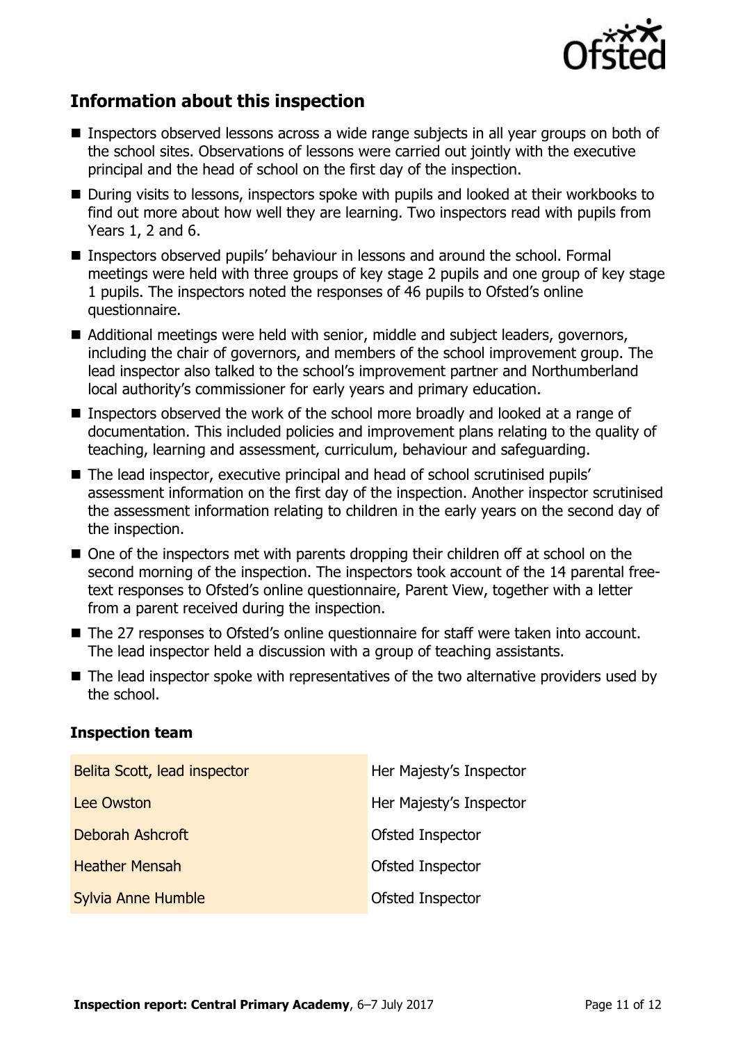## Information about this inspection

- Inspectors observed lessons across a wide range subjects in all year groups on both of the school sites. Observations of lessons were carried out jointly with the executive principal and the head of school on the first day of the inspection.
- During visits to lessons, inspectors spoke with pupils and looked at their workbooks to find out more about how well they are learning. Two inspectors read with pupils from Years 1, 2 and 6.
- Inspectors observed pupils' behaviour in lessons and around the school. Formal meetings were held with three groups of key stage 2 pupils and one group of key stage 1 pupils. The inspectors noted the responses of 46 pupils to Ofsted's online questionnaire.
- Additional meetings were held with senior, middle and subject leaders, governors, including the chair of governors, and members of the school improvement group. The lead inspector also talked to the school's improvement partner and Northumberland local authority's commissioner for early years and primary education.
- Inspectors observed the work of the school more broadly and looked at a range of documentation. This included policies and improvement plans relating to the quality of teaching, learning and assessment, curriculum, behaviour and safeguarding.
- The lead inspector, executive principal and head of school scrutinised pupils' assessment information on the first day of the inspection. Another inspector scrutinised the assessment information relating to children in the early years on the second day of the inspection.
- One of the inspectors met with parents dropping their children off at school on the second morning of the inspection. The inspectors took account of the 14 parental free-text responses to Ofsted's online questionnaire, Parent View, together with a letter from a parent received during the inspection.
- The 27 responses to Ofsted's online questionnaire for staff were taken into account. The lead inspector held a discussion with a group of teaching assistants.
- The lead inspector spoke with representatives of the two alternative providers used by the school.

### Inspection team

| | |
|---|---|
| Belita Scott, lead inspector | Her Majesty's Inspector |
| Lee Owston | Her Majesty's Inspector |
| Deborah Ashcroft | Ofsted Inspector |
| Heather Mensah | Ofsted Inspector |
| Sylvia Anne Humble | Ofsted Inspector |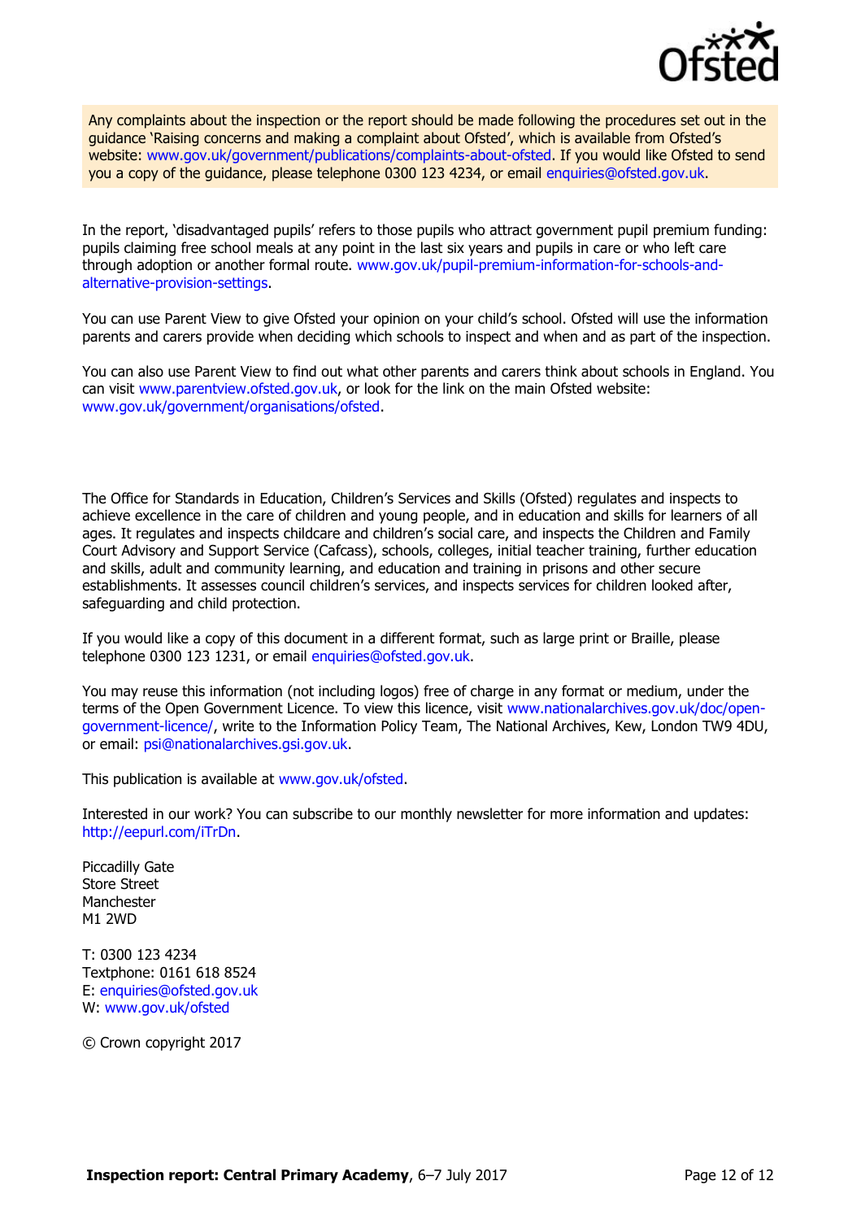Any complaints about the inspection or the report should be made following the procedures set out in the guidance 'Raising concerns and making a complaint about Ofsted', which is available from Ofsted's website: www.gov.uk/government/publications/complaints-about-ofsted. If you would like Ofsted to send you a copy of the guidance, please telephone 0300 123 4234, or email enquiries@ofsted.gov.uk.

In the report, 'disadvantaged pupils' refers to those pupils who attract government pupil premium funding: pupils claiming free school meals at any point in the last six years and pupils in care or who left care through adoption or another formal route. www.gov.uk/pupil-premium-information-for-schools-and-alternative-provision-settings.

You can use Parent View to give Ofsted your opinion on your child's school. Ofsted will use the information parents and carers provide when deciding which schools to inspect and when and as part of the inspection.

You can also use Parent View to find out what other parents and carers think about schools in England. You can visit www.parentview.ofsted.gov.uk, or look for the link on the main Ofsted website: www.gov.uk/government/organisations/ofsted.

The Office for Standards in Education, Children's Services and Skills (Ofsted) regulates and inspects to achieve excellence in the care of children and young people, and in education and skills for learners of all ages. It regulates and inspects childcare and children's social care, and inspects the Children and Family Court Advisory and Support Service (Cafcass), schools, colleges, initial teacher training, further education and skills, adult and community learning, and education and training in prisons and other secure establishments. It assesses council children's services, and inspects services for children looked after, safeguarding and child protection.

If you would like a copy of this document in a different format, such as large print or Braille, please telephone 0300 123 1231, or email enquiries@ofsted.gov.uk.

You may reuse this information (not including logos) free of charge in any format or medium, under the terms of the Open Government Licence. To view this licence, visit www.nationalarchives.gov.uk/doc/open-government-licence/, write to the Information Policy Team, The National Archives, Kew, London TW9 4DU, or email: psi@nationalarchives.gsi.gov.uk.

This publication is available at www.gov.uk/ofsted.

Interested in our work? You can subscribe to our monthly newsletter for more information and updates: http://eepurl.com/iTrDn.

Piccadilly Gate
Store Street
Manchester
M1 2WD

T: 0300 123 4234
Textphone: 0161 618 8524
E: enquiries@ofsted.gov.uk
W: www.gov.uk/ofsted

© Crown copyright 2017